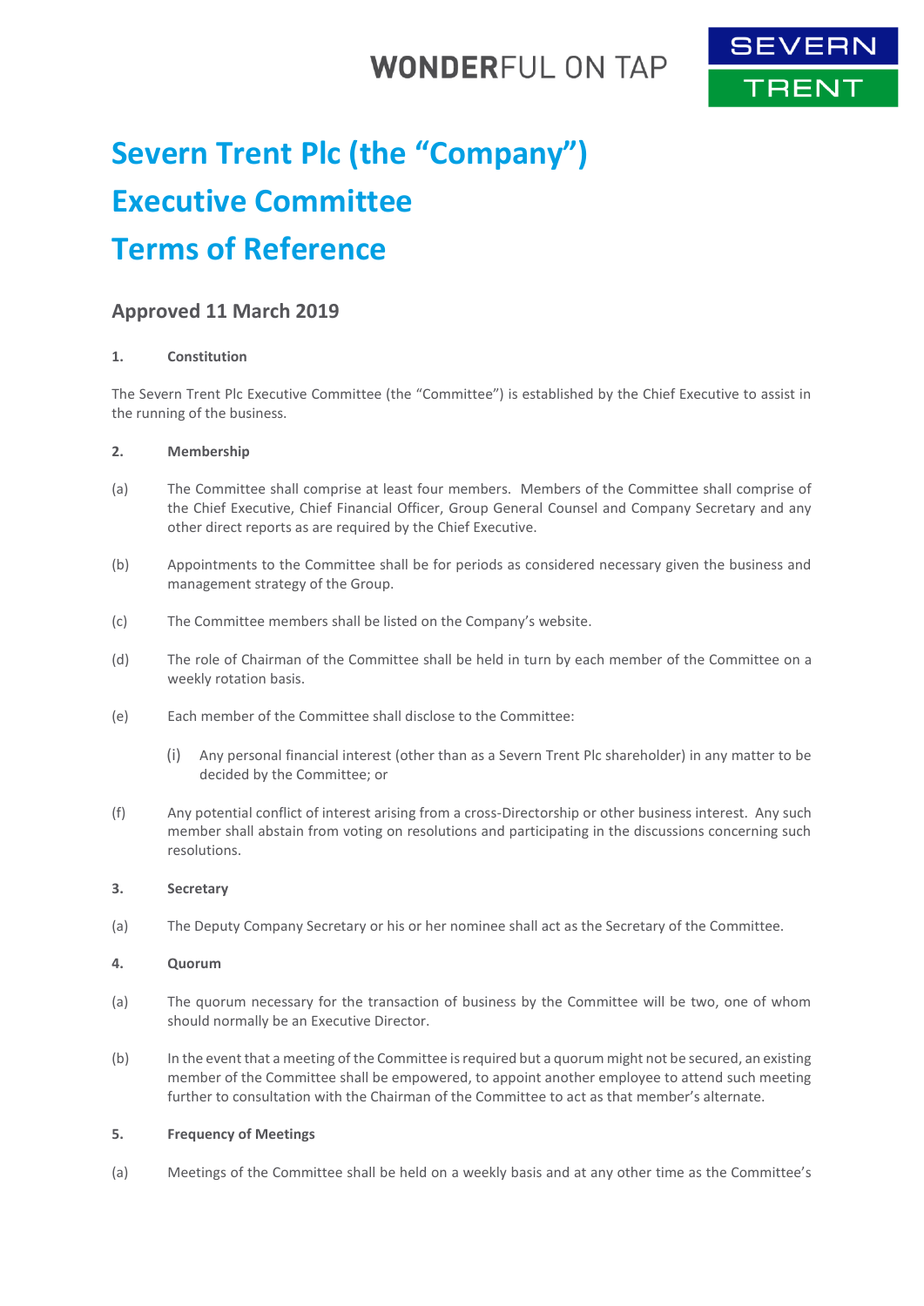# Severn Trent Plc (the "Company")
# Executive Committee
# Terms of Reference

## Approved 11 March 2019

**1. Constitution**

The Severn Trent Plc Executive Committee (the "Committee") is established by the Chief Executive to assist in the running of the business.

**2. Membership**

(a) The Committee shall comprise at least four members. Members of the Committee shall comprise of the Chief Executive, Chief Financial Officer, Group General Counsel and Company Secretary and any other direct reports as are required by the Chief Executive.

(b) Appointments to the Committee shall be for periods as considered necessary given the business and management strategy of the Group.

(c) The Committee members shall be listed on the Company's website.

(d) The role of Chairman of the Committee shall be held in turn by each member of the Committee on a weekly rotation basis.

(e) Each member of the Committee shall disclose to the Committee:

(i) Any personal financial interest (other than as a Severn Trent Plc shareholder) in any matter to be decided by the Committee; or

(f) Any potential conflict of interest arising from a cross-Directorship or other business interest. Any such member shall abstain from voting on resolutions and participating in the discussions concerning such resolutions.

**3. Secretary**

(a) The Deputy Company Secretary or his or her nominee shall act as the Secretary of the Committee.

**4. Quorum**

(a) The quorum necessary for the transaction of business by the Committee will be two, one of whom should normally be an Executive Director.

(b) In the event that a meeting of the Committee is required but a quorum might not be secured, an existing member of the Committee shall be empowered, to appoint another employee to attend such meeting further to consultation with the Chairman of the Committee to act as that member's alternate.

**5. Frequency of Meetings**

(a) Meetings of the Committee shall be held on a weekly basis and at any other time as the Committee's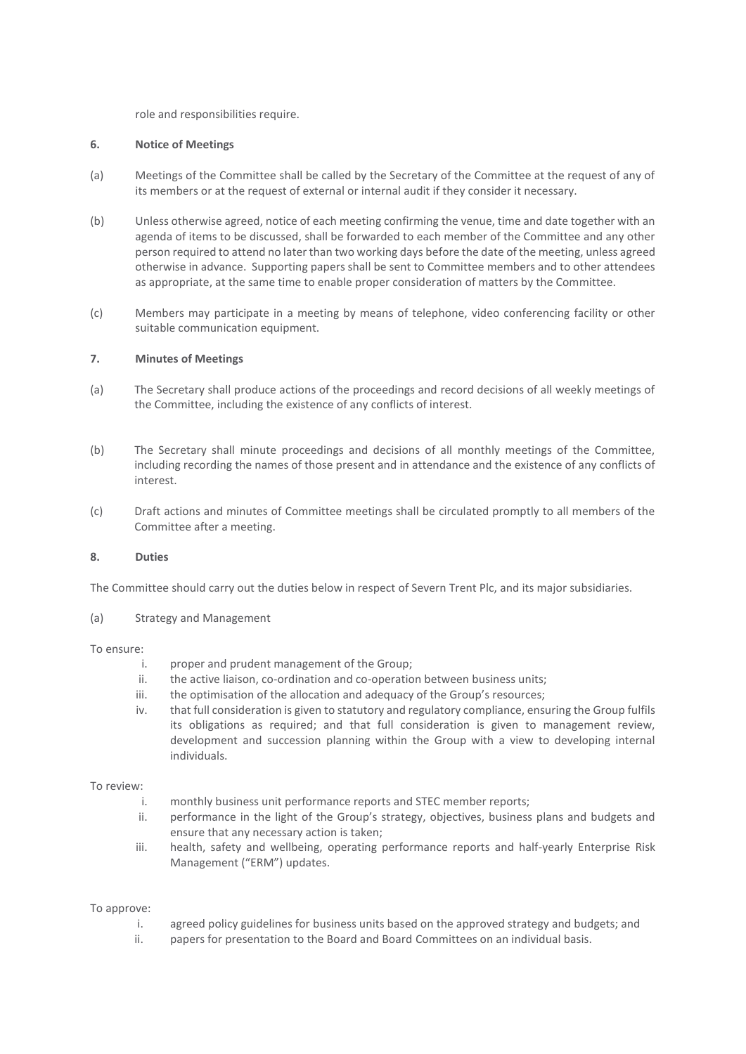role and responsibilities require.

**6. Notice of Meetings**

(a) Meetings of the Committee shall be called by the Secretary of the Committee at the request of any of its members or at the request of external or internal audit if they consider it necessary.

(b) Unless otherwise agreed, notice of each meeting confirming the venue, time and date together with an agenda of items to be discussed, shall be forwarded to each member of the Committee and any other person required to attend no later than two working days before the date of the meeting, unless agreed otherwise in advance. Supporting papers shall be sent to Committee members and to other attendees as appropriate, at the same time to enable proper consideration of matters by the Committee.

(c) Members may participate in a meeting by means of telephone, video conferencing facility or other suitable communication equipment.

**7. Minutes of Meetings**

(a) The Secretary shall produce actions of the proceedings and record decisions of all weekly meetings of the Committee, including the existence of any conflicts of interest.

(b) The Secretary shall minute proceedings and decisions of all monthly meetings of the Committee, including recording the names of those present and in attendance and the existence of any conflicts of interest.

(c) Draft actions and minutes of Committee meetings shall be circulated promptly to all members of the Committee after a meeting.

**8. Duties**

The Committee should carry out the duties below in respect of Severn Trent Plc, and its major subsidiaries.

(a) Strategy and Management

To ensure:

i. proper and prudent management of the Group;
ii. the active liaison, co-ordination and co-operation between business units;
iii. the optimisation of the allocation and adequacy of the Group's resources;
iv. that full consideration is given to statutory and regulatory compliance, ensuring the Group fulfils its obligations as required; and that full consideration is given to management review, development and succession planning within the Group with a view to developing internal individuals.

To review:

i. monthly business unit performance reports and STEC member reports;
ii. performance in the light of the Group's strategy, objectives, business plans and budgets and ensure that any necessary action is taken;
iii. health, safety and wellbeing, operating performance reports and half-yearly Enterprise Risk Management ("ERM") updates.

To approve:

i. agreed policy guidelines for business units based on the approved strategy and budgets; and
ii. papers for presentation to the Board and Board Committees on an individual basis.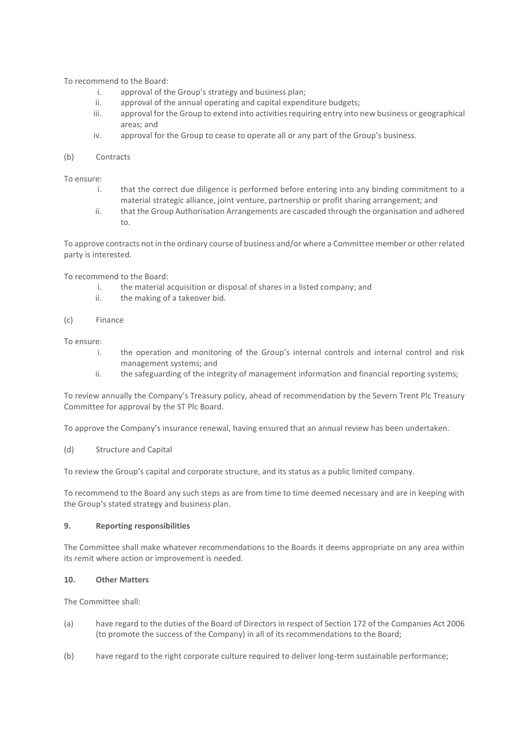To recommend to the Board:

i. approval of the Group's strategy and business plan;
ii. approval of the annual operating and capital expenditure budgets;
iii. approval for the Group to extend into activities requiring entry into new business or geographical areas; and
iv. approval for the Group to cease to operate all or any part of the Group's business.

(b) Contracts

To ensure:

i. that the correct due diligence is performed before entering into any binding commitment to a material strategic alliance, joint venture, partnership or profit sharing arrangement; and
ii. that the Group Authorisation Arrangements are cascaded through the organisation and adhered to.

To approve contracts not in the ordinary course of business and/or where a Committee member or other related party is interested.

To recommend to the Board:

i. the material acquisition or disposal of shares in a listed company; and
ii. the making of a takeover bid.

(c) Finance

To ensure:

i. the operation and monitoring of the Group's internal controls and internal control and risk management systems; and
ii. the safeguarding of the integrity of management information and financial reporting systems;

To review annually the Company's Treasury policy, ahead of recommendation by the Severn Trent Plc Treasury Committee for approval by the ST Plc Board.

To approve the Company's insurance renewal, having ensured that an annual review has been undertaken.

(d) Structure and Capital

To review the Group's capital and corporate structure, and its status as a public limited company.

To recommend to the Board any such steps as are from time to time deemed necessary and are in keeping with the Group's stated strategy and business plan.

**9. Reporting responsibilities**

The Committee shall make whatever recommendations to the Boards it deems appropriate on any area within its remit where action or improvement is needed.

**10. Other Matters**

The Committee shall:

(a) have regard to the duties of the Board of Directors in respect of Section 172 of the Companies Act 2006 (to promote the success of the Company) in all of its recommendations to the Board;

(b) have regard to the right corporate culture required to deliver long-term sustainable performance;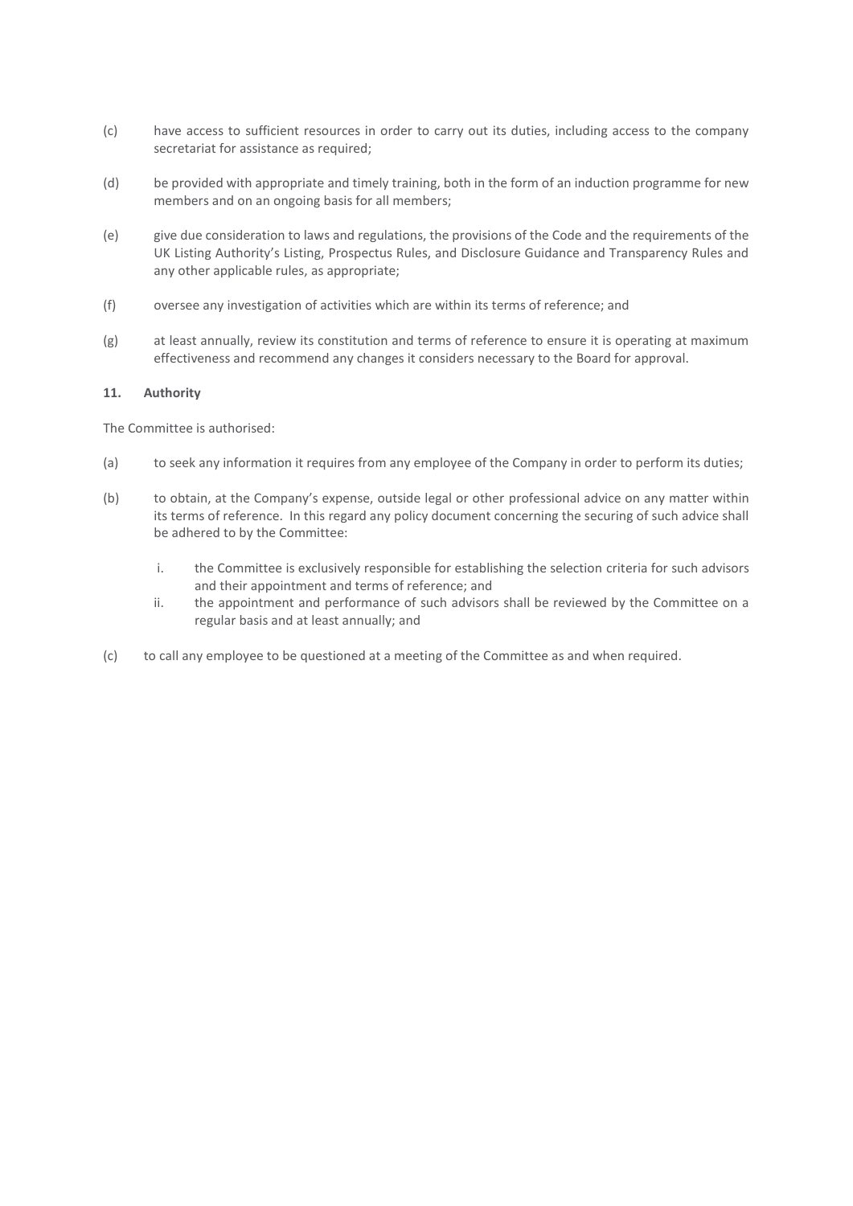(c) have access to sufficient resources in order to carry out its duties, including access to the company secretariat for assistance as required;

(d) be provided with appropriate and timely training, both in the form of an induction programme for new members and on an ongoing basis for all members;

(e) give due consideration to laws and regulations, the provisions of the Code and the requirements of the UK Listing Authority's Listing, Prospectus Rules, and Disclosure Guidance and Transparency Rules and any other applicable rules, as appropriate;

(f) oversee any investigation of activities which are within its terms of reference; and

(g) at least annually, review its constitution and terms of reference to ensure it is operating at maximum effectiveness and recommend any changes it considers necessary to the Board for approval.

## 11. Authority

The Committee is authorised:

(a) to seek any information it requires from any employee of the Company in order to perform its duties;

(b) to obtain, at the Company's expense, outside legal or other professional advice on any matter within its terms of reference. In this regard any policy document concerning the securing of such advice shall be adhered to by the Committee:

   i. the Committee is exclusively responsible for establishing the selection criteria for such advisors and their appointment and terms of reference; and
   
   ii. the appointment and performance of such advisors shall be reviewed by the Committee on a regular basis and at least annually; and

(c) to call any employee to be questioned at a meeting of the Committee as and when required.